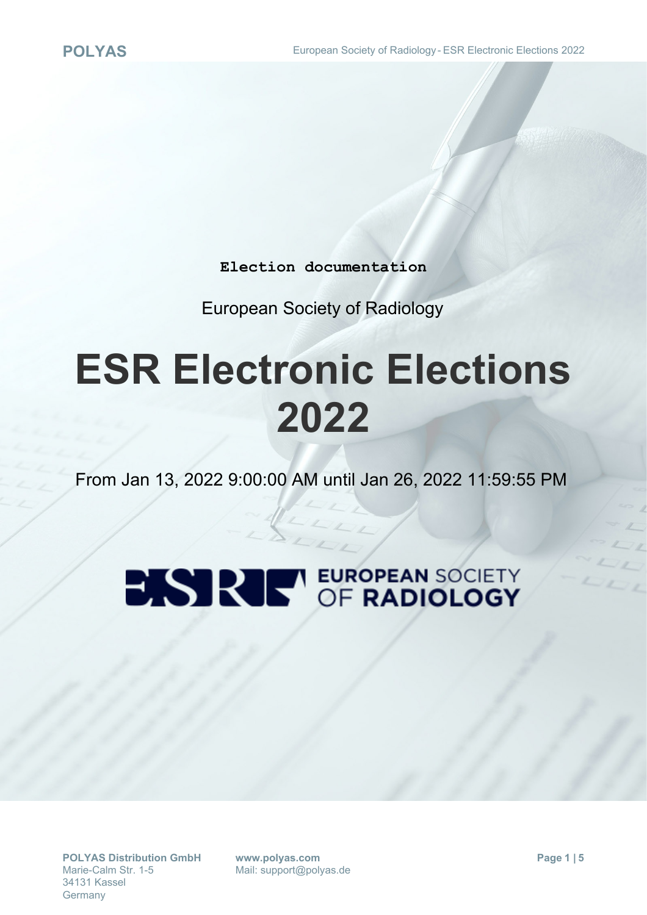**Election documentation**

European Society of Radiology

# ESR Electronic Elections 2022

From Jan 13, 2022 9:00:00 AM until Jan 26, 2022 11:59:55 PM

EUROPEAN SOCIETY OF RADIOLOGY

**POLYAS Distribution GmbH**
Marie-Calm Str. 1-5
34131 Kassel
Germany

**www.polyas.com**
Mail: support@polyas.de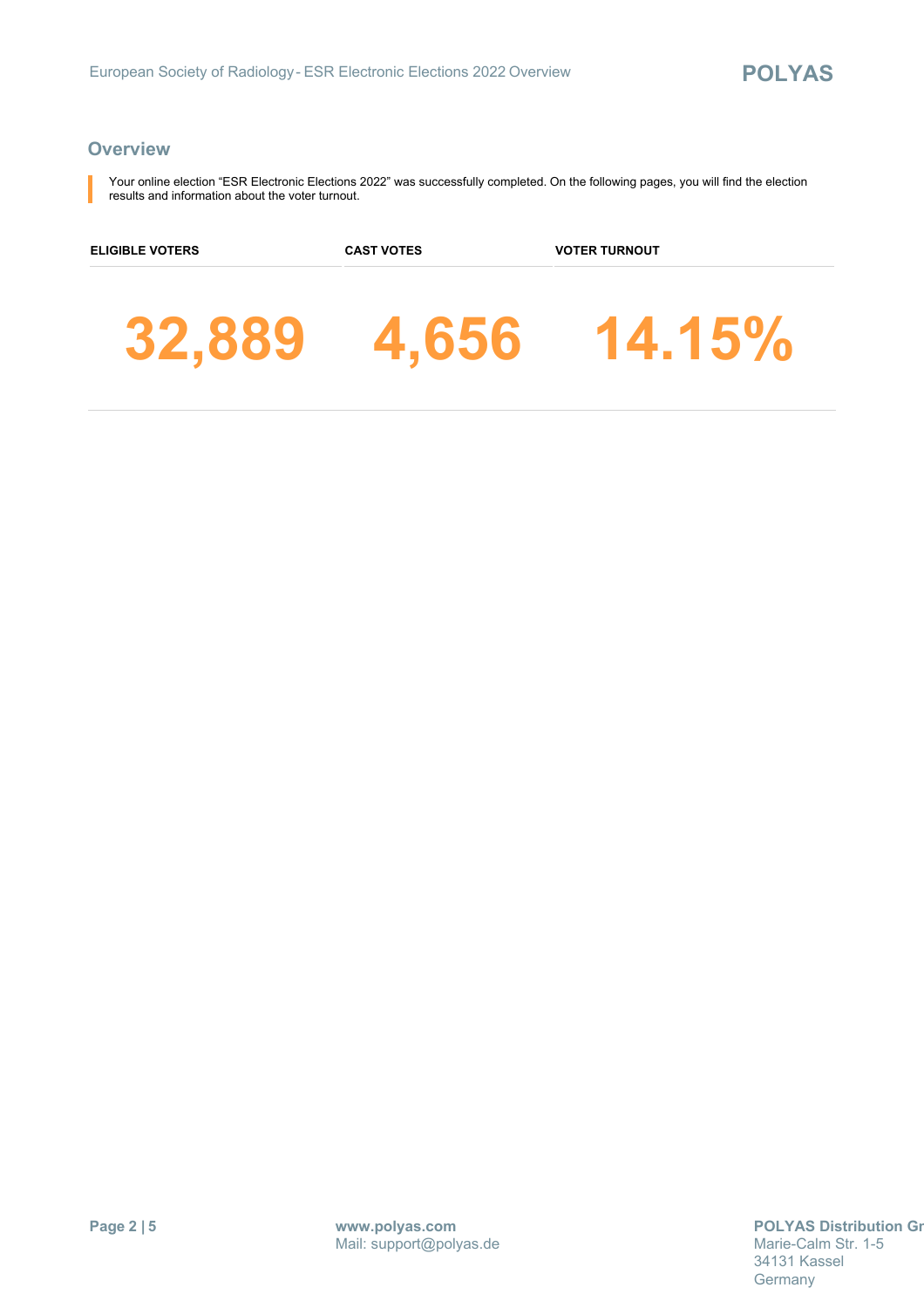## Overview

Your online election “ESR Electronic Elections 2022” was successfully completed. On the following pages, you will find the election results and information about the voter turnout.

| ELIGIBLE VOTERS | CAST VOTES | VOTER TURNOUT |
| --- | --- | --- |
| **32,889** | **4,656** | **14.15%** |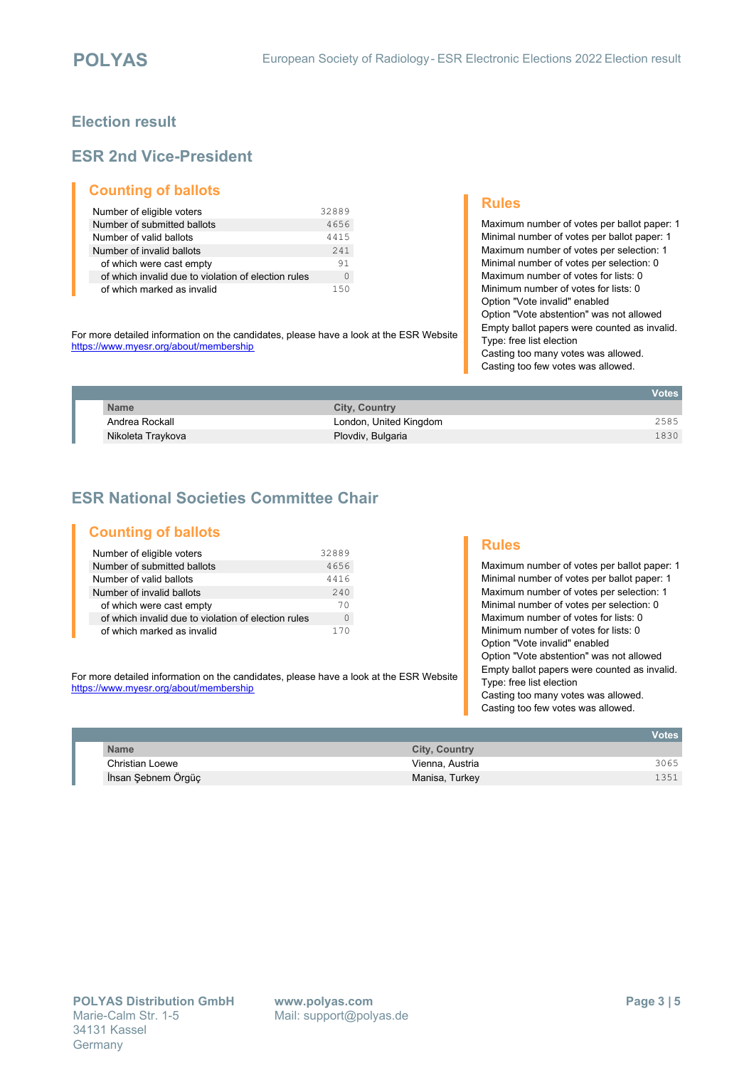# Election result

## ESR 2nd Vice-President

### Counting of ballots

| | |
|---|---|
| Number of eligible voters | 32889 |
| Number of submitted ballots | 4656 |
| Number of valid ballots | 4415 |
| Number of invalid ballots | 241 |
| of which were cast empty | 91 |
| of which invalid due to violation of election rules | 0 |
| of which marked as invalid | 150 |

For more detailed information on the candidates, please have a look at the ESR Website
https://www.myesr.org/about/membership

### Rules

Maximum number of votes per ballot paper: 1
Minimal number of votes per ballot paper: 1
Maximum number of votes per selection: 1
Minimal number of votes per selection: 0
Maximum number of votes for lists: 0
Minimum number of votes for lists: 0
Option "Vote invalid" enabled
Option "Vote abstention" was not allowed
Empty ballot papers were counted as invalid.
Type: free list election
Casting too many votes was allowed.
Casting too few votes was allowed.

| Name | City, Country | Votes |
|---|---|---|
| Andrea Rockall | London, United Kingdom | 2585 |
| Nikoleta Traykova | Plovdiv, Bulgaria | 1830 |

## ESR National Societies Committee Chair

### Counting of ballots

| | |
|---|---|
| Number of eligible voters | 32889 |
| Number of submitted ballots | 4656 |
| Number of valid ballots | 4416 |
| Number of invalid ballots | 240 |
| of which were cast empty | 70 |
| of which invalid due to violation of election rules | 0 |
| of which marked as invalid | 170 |

For more detailed information on the candidates, please have a look at the ESR Website
https://www.myesr.org/about/membership

### Rules

Maximum number of votes per ballot paper: 1
Minimal number of votes per ballot paper: 1
Maximum number of votes per selection: 1
Minimal number of votes per selection: 0
Maximum number of votes for lists: 0
Minimum number of votes for lists: 0
Option "Vote invalid" enabled
Option "Vote abstention" was not allowed
Empty ballot papers were counted as invalid.
Type: free list election
Casting too many votes was allowed.
Casting too few votes was allowed.

| Name | City, Country | Votes |
|---|---|---|
| Christian Loewe | Vienna, Austria | 3065 |
| İhsan Şebnem Örgüç | Manisa, Turkey | 1351 |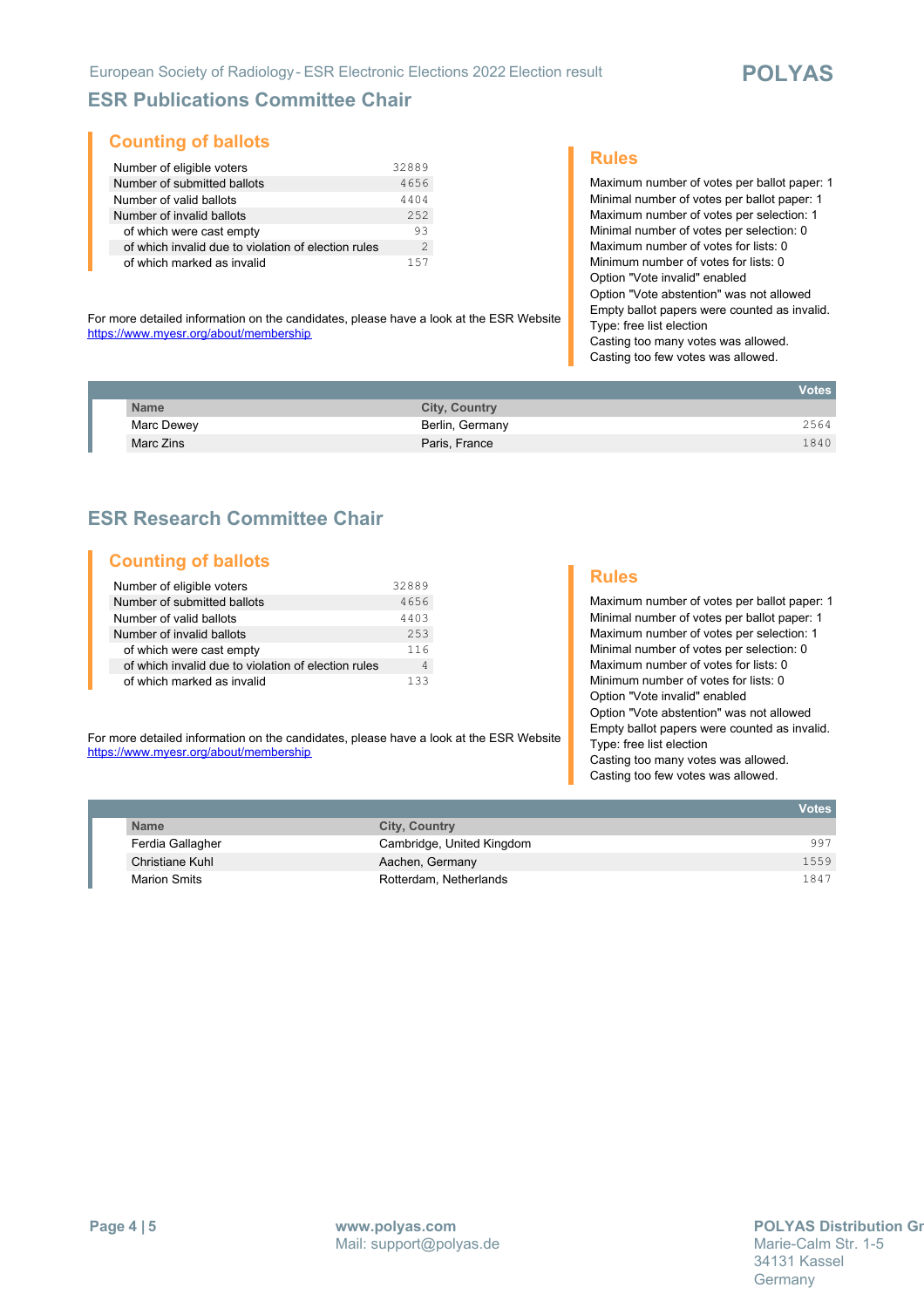## ESR Publications Committee Chair

### Counting of ballots

| | |
|---|---|
| Number of eligible voters | 32889 |
| Number of submitted ballots | 4656 |
| Number of valid ballots | 4404 |
| Number of invalid ballots | 252 |
| of which were cast empty | 93 |
| of which invalid due to violation of election rules | 2 |
| of which marked as invalid | 157 |

For more detailed information on the candidates, please have a look at the ESR Website https://www.myesr.org/about/membership

### Rules

Maximum number of votes per ballot paper: 1
Minimal number of votes per ballot paper: 1
Maximum number of votes per selection: 1
Minimal number of votes per selection: 0
Maximum number of votes for lists: 0
Minimum number of votes for lists: 0
Option "Vote invalid" enabled
Option "Vote abstention" was not allowed
Empty ballot papers were counted as invalid.
Type: free list election
Casting too many votes was allowed.
Casting too few votes was allowed.

| Name | City, Country | Votes |
|---|---|---|
| Marc Dewey | Berlin, Germany | 2564 |
| Marc Zins | Paris, France | 1840 |

## ESR Research Committee Chair

### Counting of ballots

| | |
|---|---|
| Number of eligible voters | 32889 |
| Number of submitted ballots | 4656 |
| Number of valid ballots | 4403 |
| Number of invalid ballots | 253 |
| of which were cast empty | 116 |
| of which invalid due to violation of election rules | 4 |
| of which marked as invalid | 133 |

For more detailed information on the candidates, please have a look at the ESR Website https://www.myesr.org/about/membership

### Rules

Maximum number of votes per ballot paper: 1
Minimal number of votes per ballot paper: 1
Maximum number of votes per selection: 1
Minimal number of votes per selection: 0
Maximum number of votes for lists: 0
Minimum number of votes for lists: 0
Option "Vote invalid" enabled
Option "Vote abstention" was not allowed
Empty ballot papers were counted as invalid.
Type: free list election
Casting too many votes was allowed.
Casting too few votes was allowed.

| Name | City, Country | Votes |
|---|---|---|
| Ferdia Gallagher | Cambridge, United Kingdom | 997 |
| Christiane Kuhl | Aachen, Germany | 1559 |
| Marion Smits | Rotterdam, Netherlands | 1847 |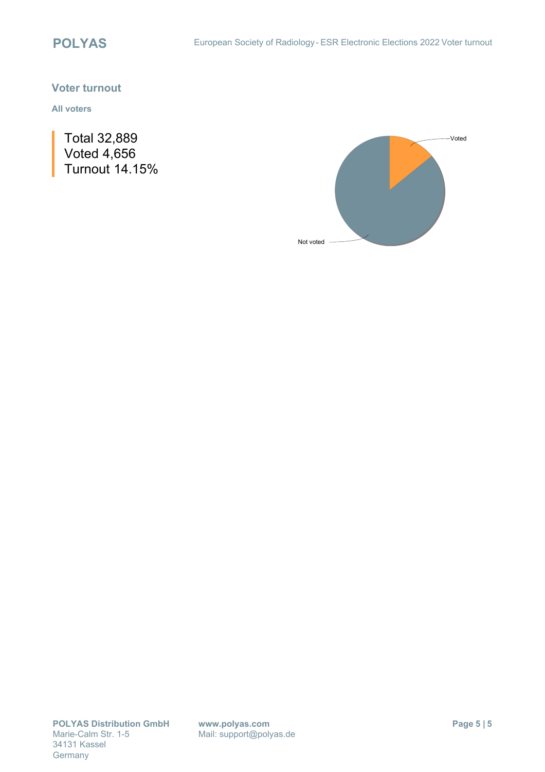## Voter turnout

**All voters**

Total 32,889
Voted 4,656
Turnout 14.15%

Voted

Not voted